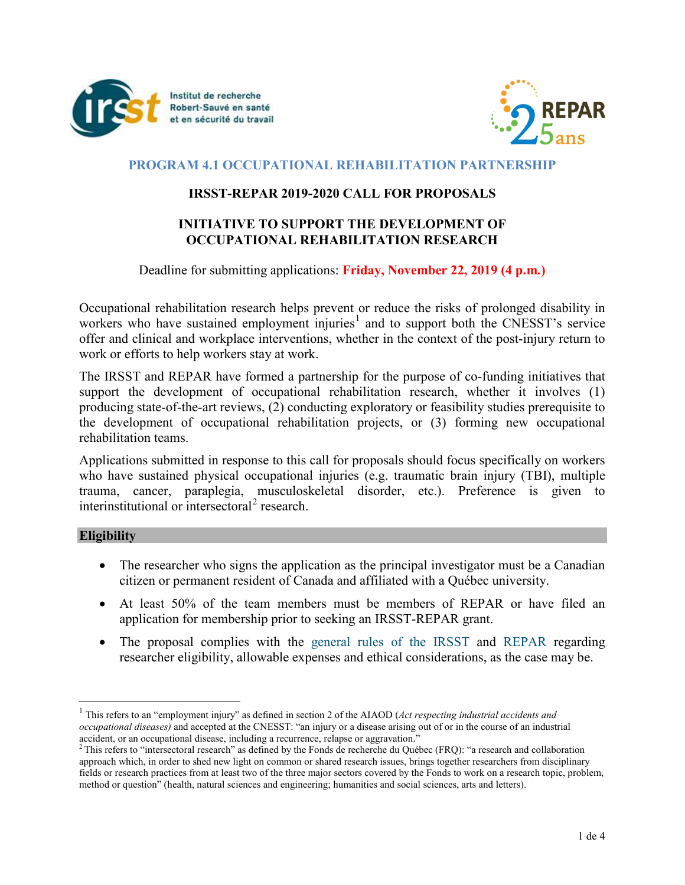## PROGRAM 4.1 OCCUPATIONAL REHABILITATION PARTNERSHIP

**IRSST-REPAR 2019-2020 CALL FOR PROPOSALS**

**INITIATIVE TO SUPPORT THE DEVELOPMENT OF OCCUPATIONAL REHABILITATION RESEARCH**

Deadline for submitting applications: **Friday, November 22, 2019 (4 p.m.)**

Occupational rehabilitation research helps prevent or reduce the risks of prolonged disability in workers who have sustained employment injuries[1] and to support both the CNESST's service offer and clinical and workplace interventions, whether in the context of the post-injury return to work or efforts to help workers stay at work.

The IRSST and REPAR have formed a partnership for the purpose of co-funding initiatives that support the development of occupational rehabilitation research, whether it involves (1) producing state-of-the-art reviews, (2) conducting exploratory or feasibility studies prerequisite to the development of occupational rehabilitation projects, or (3) forming new occupational rehabilitation teams.

Applications submitted in response to this call for proposals should focus specifically on workers who have sustained physical occupational injuries (e.g. traumatic brain injury (TBI), multiple trauma, cancer, paraplegia, musculoskeletal disorder, etc.). Preference is given to interinstitutional or intersectoral[2] research.

### Eligibility

- The researcher who signs the application as the principal investigator must be a Canadian citizen or permanent resident of Canada and affiliated with a Québec university.
- At least 50% of the team members must be members of REPAR or have filed an application for membership prior to seeking an IRSST-REPAR grant.
- The proposal complies with the general rules of the IRSST and REPAR regarding researcher eligibility, allowable expenses and ethical considerations, as the case may be.

---

[1] This refers to an "employment injury" as defined in section 2 of the AIAOD (*Act respecting industrial accidents and occupational diseases)* and accepted at the CNESST: "an injury or a disease arising out of or in the course of an industrial accident, or an occupational disease, including a recurrence, relapse or aggravation."

[2] This refers to "intersectoral research" as defined by the Fonds de recherche du Québec (FRQ): "a research and collaboration approach which, in order to shed new light on common or shared research issues, brings together researchers from disciplinary fields or research practices from at least two of the three major sectors covered by the Fonds to work on a research topic, problem, method or question" (health, natural sciences and engineering; humanities and social sciences, arts and letters).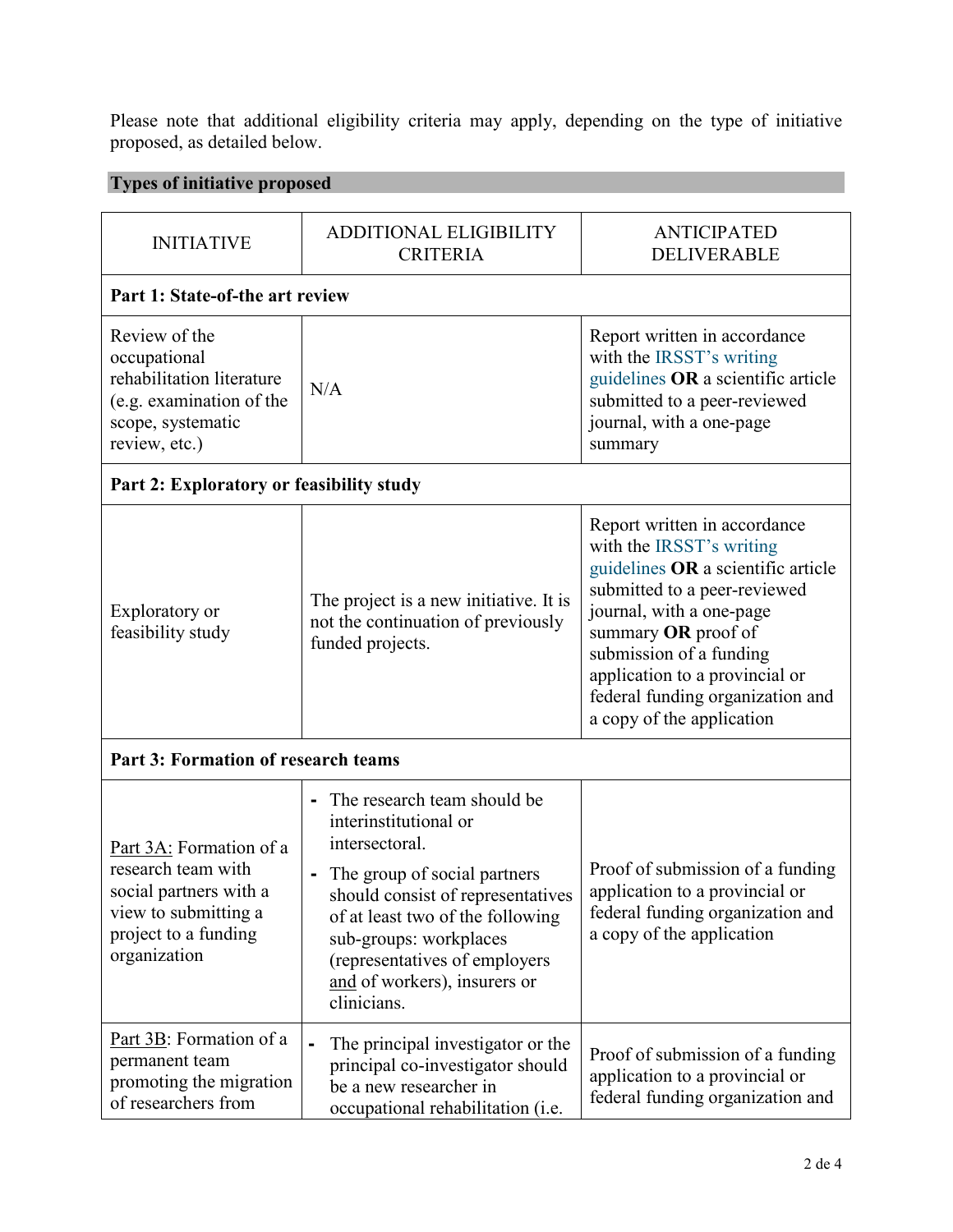Please note that additional eligibility criteria may apply, depending on the type of initiative proposed, as detailed below.

## Types of initiative proposed

| INITIATIVE | ADDITIONAL ELIGIBILITY CRITERIA | ANTICIPATED DELIVERABLE |
|---|---|---|
| **Part 1: State-of-the art review** | | |
| Review of the occupational rehabilitation literature (e.g. examination of the scope, systematic review, etc.) | N/A | Report written in accordance with the IRSST's writing guidelines **OR** a scientific article submitted to a peer-reviewed journal, with a one-page summary |
| **Part 2: Exploratory or feasibility study** | | |
| Exploratory or feasibility study | The project is a new initiative. It is not the continuation of previously funded projects. | Report written in accordance with the IRSST's writing guidelines **OR** a scientific article submitted to a peer-reviewed journal, with a one-page summary **OR** proof of submission of a funding application to a provincial or federal funding organization and a copy of the application |
| **Part 3: Formation of research teams** | | |
| Part 3A: Formation of a research team with social partners with a view to submitting a project to a funding organization | - The research team should be interinstitutional or intersectoral.<br>- The group of social partners should consist of representatives of at least two of the following sub-groups: workplaces (representatives of employers and of workers), insurers or clinicians. | Proof of submission of a funding application to a provincial or federal funding organization and a copy of the application |
| Part 3B: Formation of a permanent team promoting the migration of researchers from | - The principal investigator or the principal co-investigator should be a new researcher in occupational rehabilitation (i.e. | Proof of submission of a funding application to a provincial or federal funding organization and |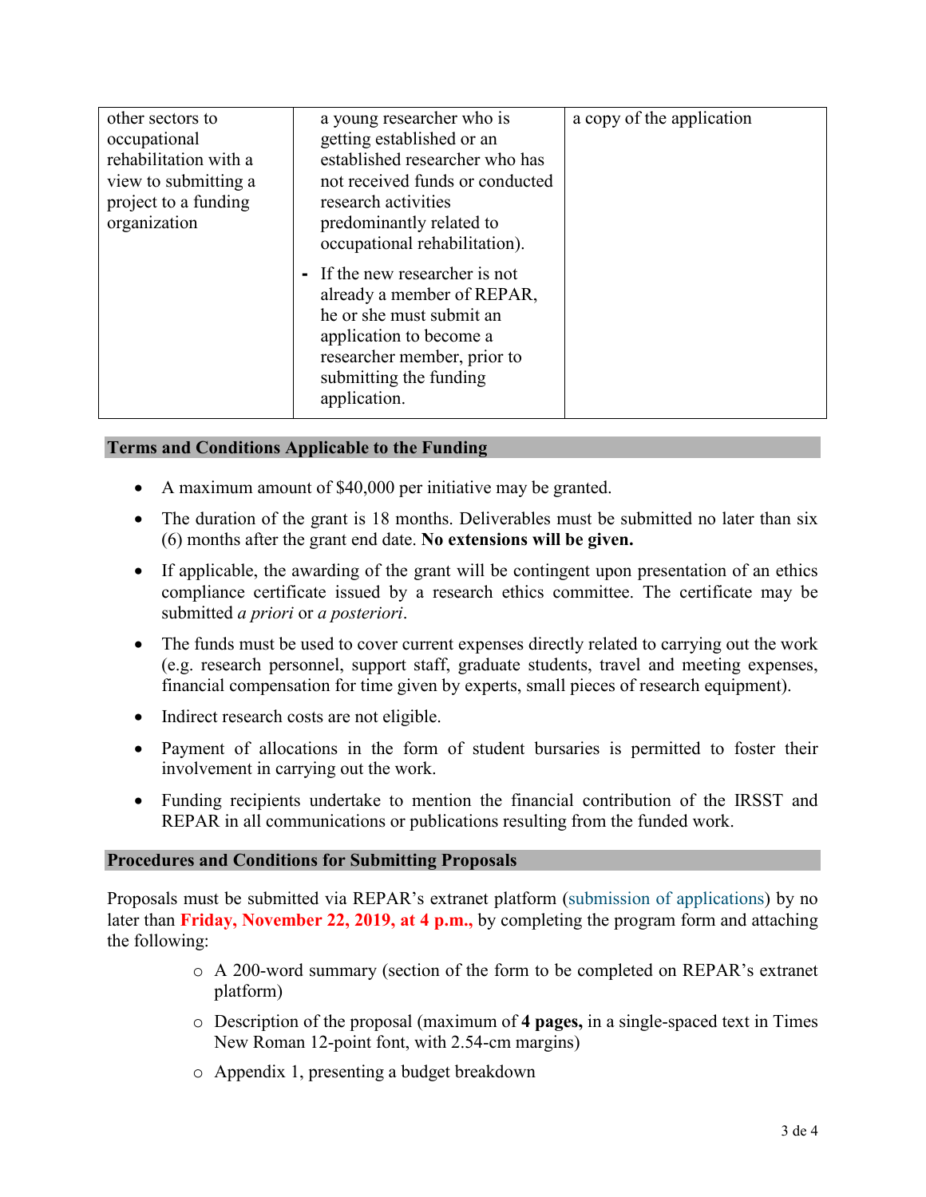| | | |
|---|---|---|
| other sectors to occupational rehabilitation with a view to submitting a project to a funding organization | a young researcher who is getting established or an established researcher who has not received funds or conducted research activities predominantly related to occupational rehabilitation).<br>- If the new researcher is not already a member of REPAR, he or she must submit an application to become a researcher member, prior to submitting the funding application. | a copy of the application |

## Terms and Conditions Applicable to the Funding

- A maximum amount of $40,000 per initiative may be granted.
- The duration of the grant is 18 months. Deliverables must be submitted no later than six (6) months after the grant end date. **No extensions will be given.**
- If applicable, the awarding of the grant will be contingent upon presentation of an ethics compliance certificate issued by a research ethics committee. The certificate may be submitted *a priori* or *a posteriori*.
- The funds must be used to cover current expenses directly related to carrying out the work (e.g. research personnel, support staff, graduate students, travel and meeting expenses, financial compensation for time given by experts, small pieces of research equipment).
- Indirect research costs are not eligible.
- Payment of allocations in the form of student bursaries is permitted to foster their involvement in carrying out the work.
- Funding recipients undertake to mention the financial contribution of the IRSST and REPAR in all communications or publications resulting from the funded work.

## Procedures and Conditions for Submitting Proposals

Proposals must be submitted via REPAR's extranet platform (submission of applications) by no later than **Friday, November 22, 2019, at 4 p.m.,** by completing the program form and attaching the following:

- A 200-word summary (section of the form to be completed on REPAR's extranet platform)
- Description of the proposal (maximum of **4 pages,** in a single-spaced text in Times New Roman 12-point font, with 2.54-cm margins)
- Appendix 1, presenting a budget breakdown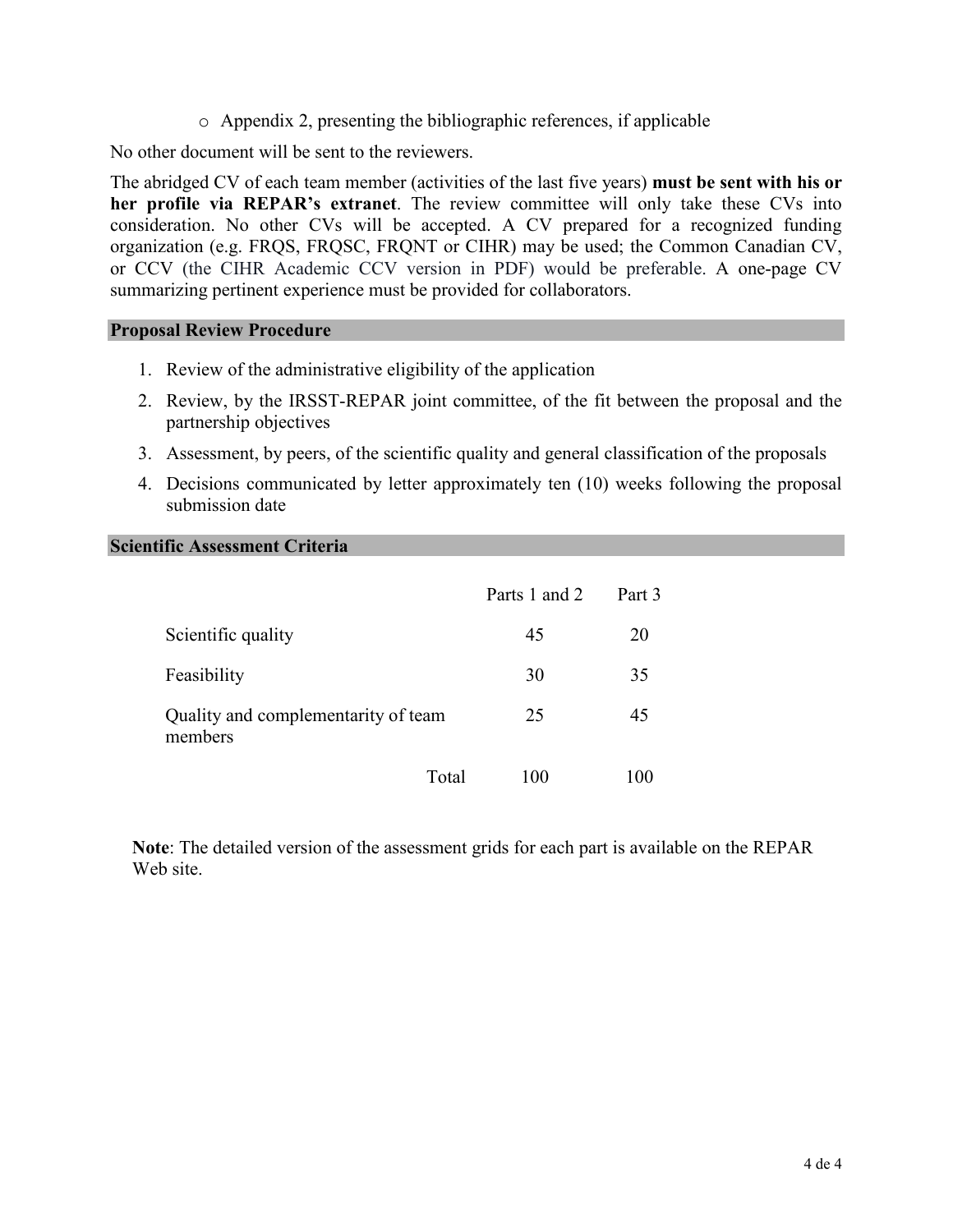- Appendix 2, presenting the bibliographic references, if applicable

No other document will be sent to the reviewers.

The abridged CV of each team member (activities of the last five years) **must be sent with his or her profile via REPAR's extranet**. The review committee will only take these CVs into consideration. No other CVs will be accepted. A CV prepared for a recognized funding organization (e.g. FRQS, FRQSC, FRQNT or CIHR) may be used; the Common Canadian CV, or CCV (the CIHR Academic CCV version in PDF) would be preferable. A one-page CV summarizing pertinent experience must be provided for collaborators.

## Proposal Review Procedure

1. Review of the administrative eligibility of the application
2. Review, by the IRSST-REPAR joint committee, of the fit between the proposal and the partnership objectives
3. Assessment, by peers, of the scientific quality and general classification of the proposals
4. Decisions communicated by letter approximately ten (10) weeks following the proposal submission date

## Scientific Assessment Criteria

| | Parts 1 and 2 | Part 3 |
|---|---|---|
| Scientific quality | 45 | 20 |
| Feasibility | 30 | 35 |
| Quality and complementarity of team members | 25 | 45 |
| Total | 100 | 100 |

**Note**: The detailed version of the assessment grids for each part is available on the REPAR Web site.